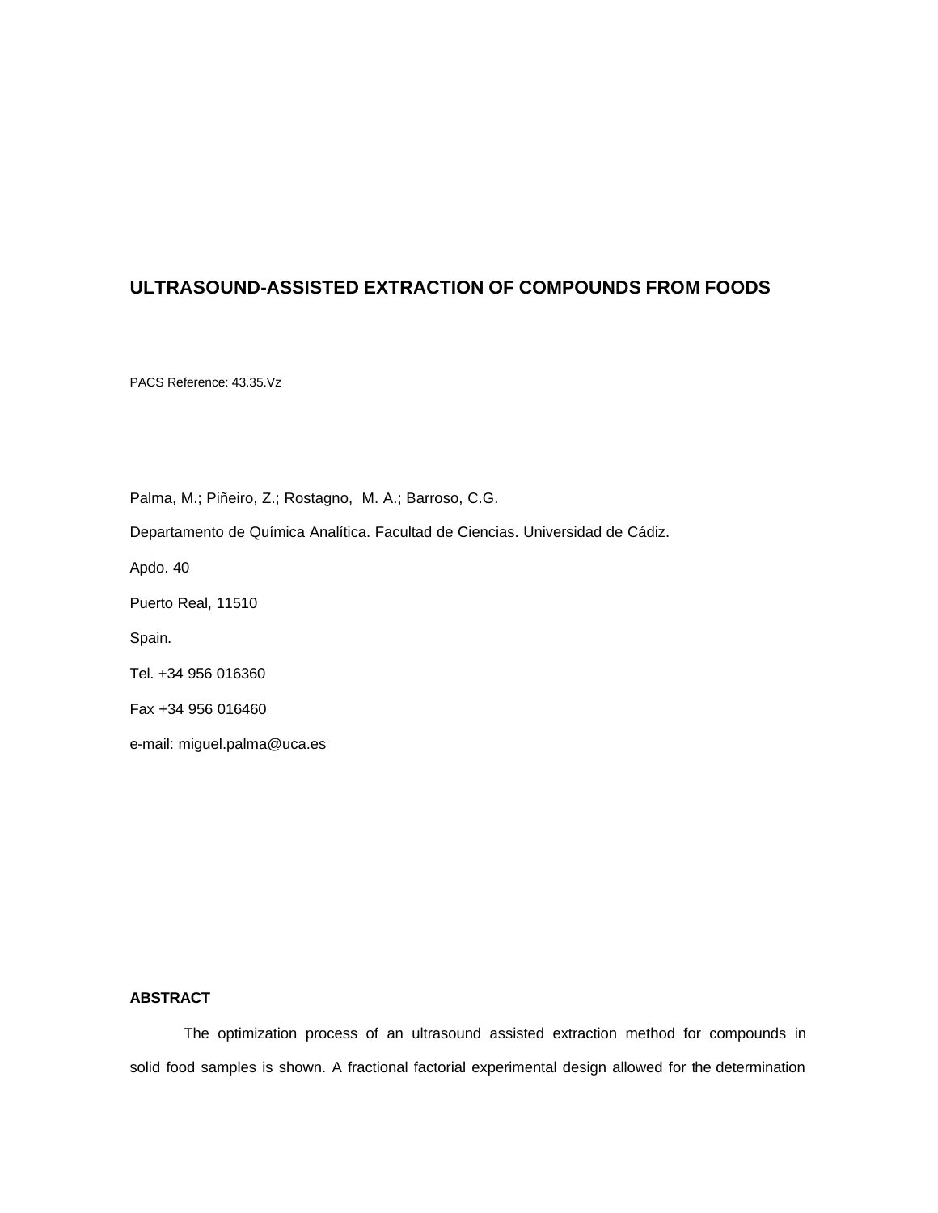# ULTRASOUND-ASSISTED EXTRACTION OF COMPOUNDS FROM FOODS

PACS Reference: 43.35.Vz

Palma, M.; Piñeiro, Z.; Rostagno, M. A.; Barroso, C.G.

Departamento de Química Analítica. Facultad de Ciencias. Universidad de Cádiz.

Apdo. 40

Puerto Real, 11510

Spain.

Tel. +34 956 016360

Fax +34 956 016460

e-mail: miguel.palma@uca.es

## ABSTRACT

The optimization process of an ultrasound assisted extraction method for compounds in solid food samples is shown. A fractional factorial experimental design allowed for the determination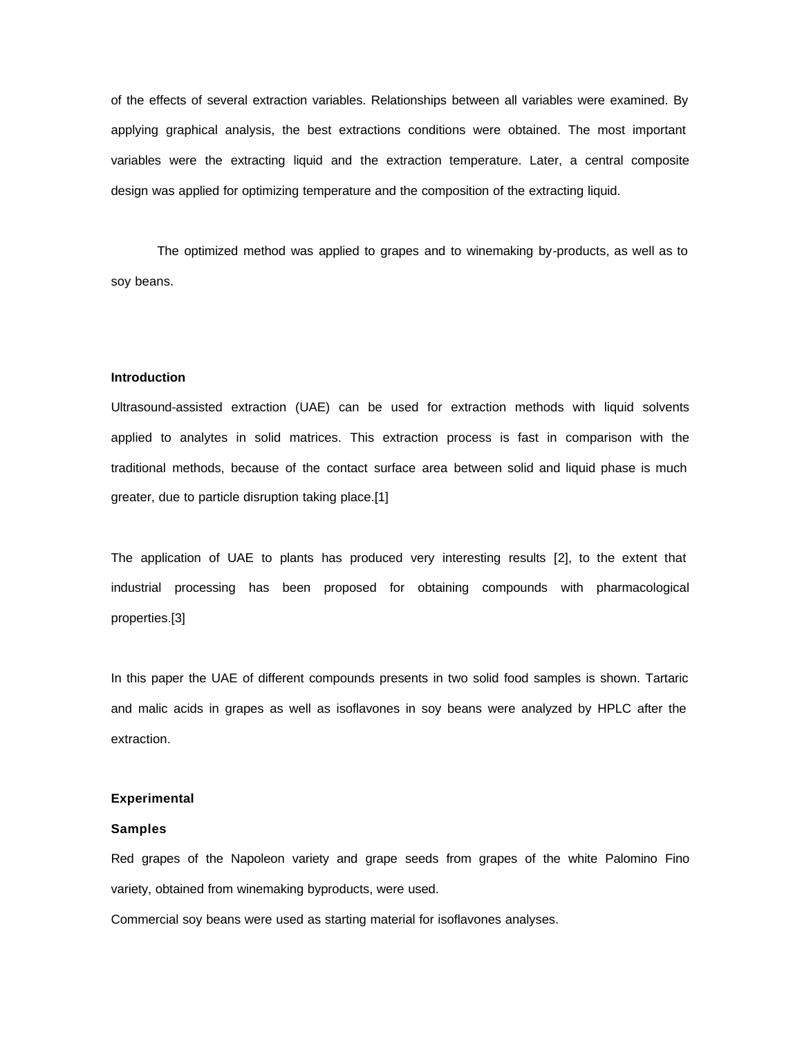of the effects of several extraction variables. Relationships between all variables were examined. By applying graphical analysis, the best extractions conditions were obtained. The most important variables were the extracting liquid and the extraction temperature. Later, a central composite design was applied for optimizing temperature and the composition of the extracting liquid.

The optimized method was applied to grapes and to winemaking by-products, as well as to soy beans.

**Introduction**

Ultrasound-assisted extraction (UAE) can be used for extraction methods with liquid solvents applied to analytes in solid matrices. This extraction process is fast in comparison with the traditional methods, because of the contact surface area between solid and liquid phase is much greater, due to particle disruption taking place.[1]

The application of UAE to plants has produced very interesting results [2], to the extent that industrial processing has been proposed for obtaining compounds with pharmacological properties.[3]

In this paper the UAE of different compounds presents in two solid food samples is shown. Tartaric and malic acids in grapes as well as isoflavones in soy beans were analyzed by HPLC after the extraction.

**Experimental**

**Samples**

Red grapes of the Napoleon variety and grape seeds from grapes of the white Palomino Fino variety, obtained from winemaking byproducts, were used.

Commercial soy beans were used as starting material for isoflavones analyses.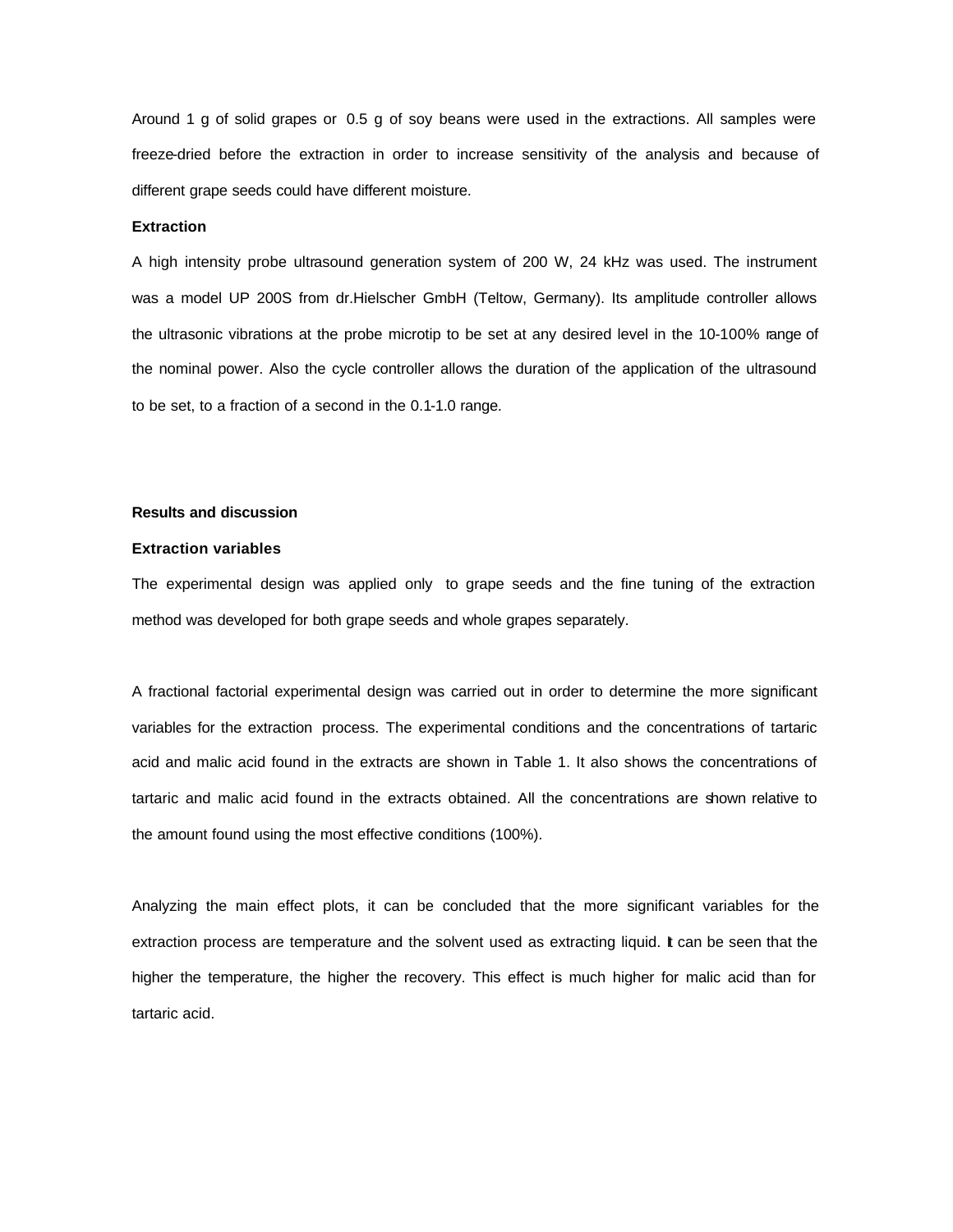Around 1 g of solid grapes or 0.5 g of soy beans were used in the extractions. All samples were freeze-dried before the extraction in order to increase sensitivity of the analysis and because of different grape seeds could have different moisture.

**Extraction**

A high intensity probe ultrasound generation system of 200 W, 24 kHz was used. The instrument was a model UP 200S from dr.Hielscher GmbH (Teltow, Germany). Its amplitude controller allows the ultrasonic vibrations at the probe microtip to be set at any desired level in the 10-100% range of the nominal power. Also the cycle controller allows the duration of the application of the ultrasound to be set, to a fraction of a second in the 0.1-1.0 range.

**Results and discussion**

**Extraction variables**

The experimental design was applied only to grape seeds and the fine tuning of the extraction method was developed for both grape seeds and whole grapes separately.

A fractional factorial experimental design was carried out in order to determine the more significant variables for the extraction process. The experimental conditions and the concentrations of tartaric acid and malic acid found in the extracts are shown in Table 1. It also shows the concentrations of tartaric and malic acid found in the extracts obtained. All the concentrations are shown relative to the amount found using the most effective conditions (100%).

Analyzing the main effect plots, it can be concluded that the more significant variables for the extraction process are temperature and the solvent used as extracting liquid. It can be seen that the higher the temperature, the higher the recovery. This effect is much higher for malic acid than for tartaric acid.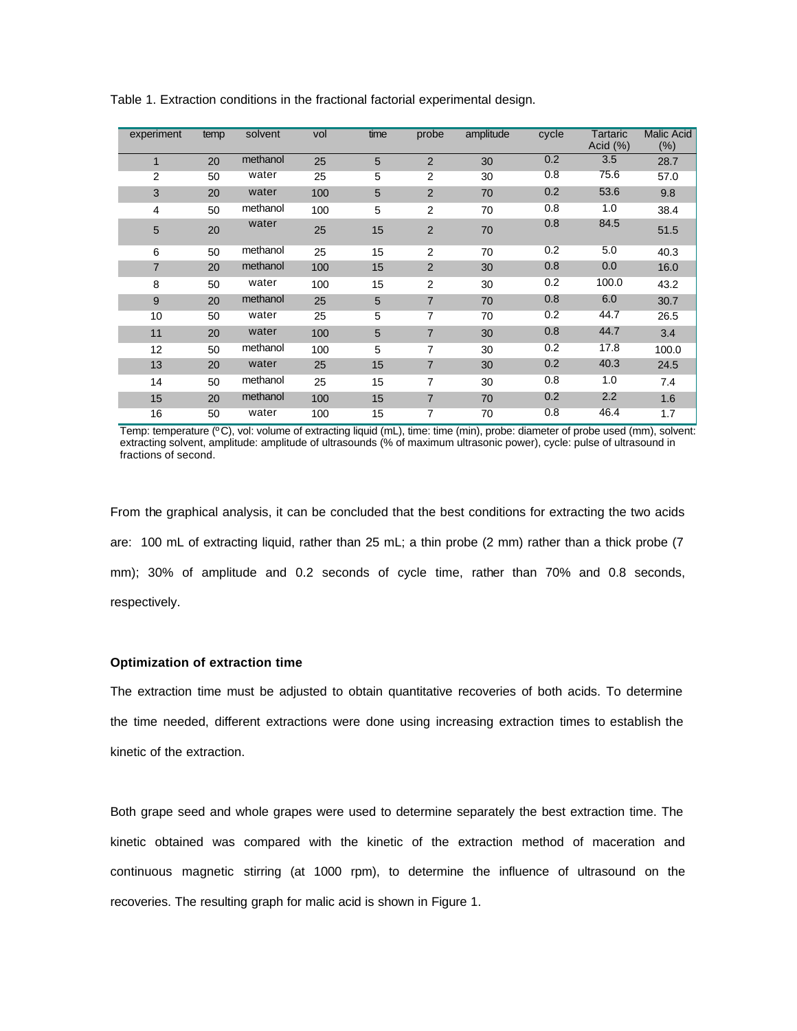Table 1. Extraction conditions in the fractional factorial experimental design.

| experiment | temp | solvent | vol | time | probe | amplitude | cycle | Tartaric Acid (%) | Malic Acid (%) |
|---|---|---|---|---|---|---|---|---|---|
| 1 | 20 | methanol | 25 | 5 | 2 | 30 | 0.2 | 3.5 | 28.7 |
| 2 | 50 | water | 25 | 5 | 2 | 30 | 0.8 | 75.6 | 57.0 |
| 3 | 20 | water | 100 | 5 | 2 | 70 | 0.2 | 53.6 | 9.8 |
| 4 | 50 | methanol | 100 | 5 | 2 | 70 | 0.8 | 1.0 | 38.4 |
| 5 | 20 | water | 25 | 15 | 2 | 70 | 0.8 | 84.5 | 51.5 |
| 6 | 50 | methanol | 25 | 15 | 2 | 70 | 0.2 | 5.0 | 40.3 |
| 7 | 20 | methanol | 100 | 15 | 2 | 30 | 0.8 | 0.0 | 16.0 |
| 8 | 50 | water | 100 | 15 | 2 | 30 | 0.2 | 100.0 | 43.2 |
| 9 | 20 | methanol | 25 | 5 | 7 | 70 | 0.8 | 6.0 | 30.7 |
| 10 | 50 | water | 25 | 5 | 7 | 70 | 0.2 | 44.7 | 26.5 |
| 11 | 20 | water | 100 | 5 | 7 | 30 | 0.8 | 44.7 | 3.4 |
| 12 | 50 | methanol | 100 | 5 | 7 | 30 | 0.2 | 17.8 | 100.0 |
| 13 | 20 | water | 25 | 15 | 7 | 30 | 0.2 | 40.3 | 24.5 |
| 14 | 50 | methanol | 25 | 15 | 7 | 30 | 0.8 | 1.0 | 7.4 |
| 15 | 20 | methanol | 100 | 15 | 7 | 70 | 0.2 | 2.2 | 1.6 |
| 16 | 50 | water | 100 | 15 | 7 | 70 | 0.8 | 46.4 | 1.7 |

Temp: temperature (ºC), vol: volume of extracting liquid (mL), time: time (min), probe: diameter of probe used (mm), solvent: extracting solvent, amplitude: amplitude of ultrasounds (% of maximum ultrasonic power), cycle: pulse of ultrasound in fractions of second.

From the graphical analysis, it can be concluded that the best conditions for extracting the two acids are: 100 mL of extracting liquid, rather than 25 mL; a thin probe (2 mm) rather than a thick probe (7 mm); 30% of amplitude and 0.2 seconds of cycle time, rather than 70% and 0.8 seconds, respectively.

### Optimization of extraction time

The extraction time must be adjusted to obtain quantitative recoveries of both acids. To determine the time needed, different extractions were done using increasing extraction times to establish the kinetic of the extraction.

Both grape seed and whole grapes were used to determine separately the best extraction time. The kinetic obtained was compared with the kinetic of the extraction method of maceration and continuous magnetic stirring (at 1000 rpm), to determine the influence of ultrasound on the recoveries. The resulting graph for malic acid is shown in Figure 1.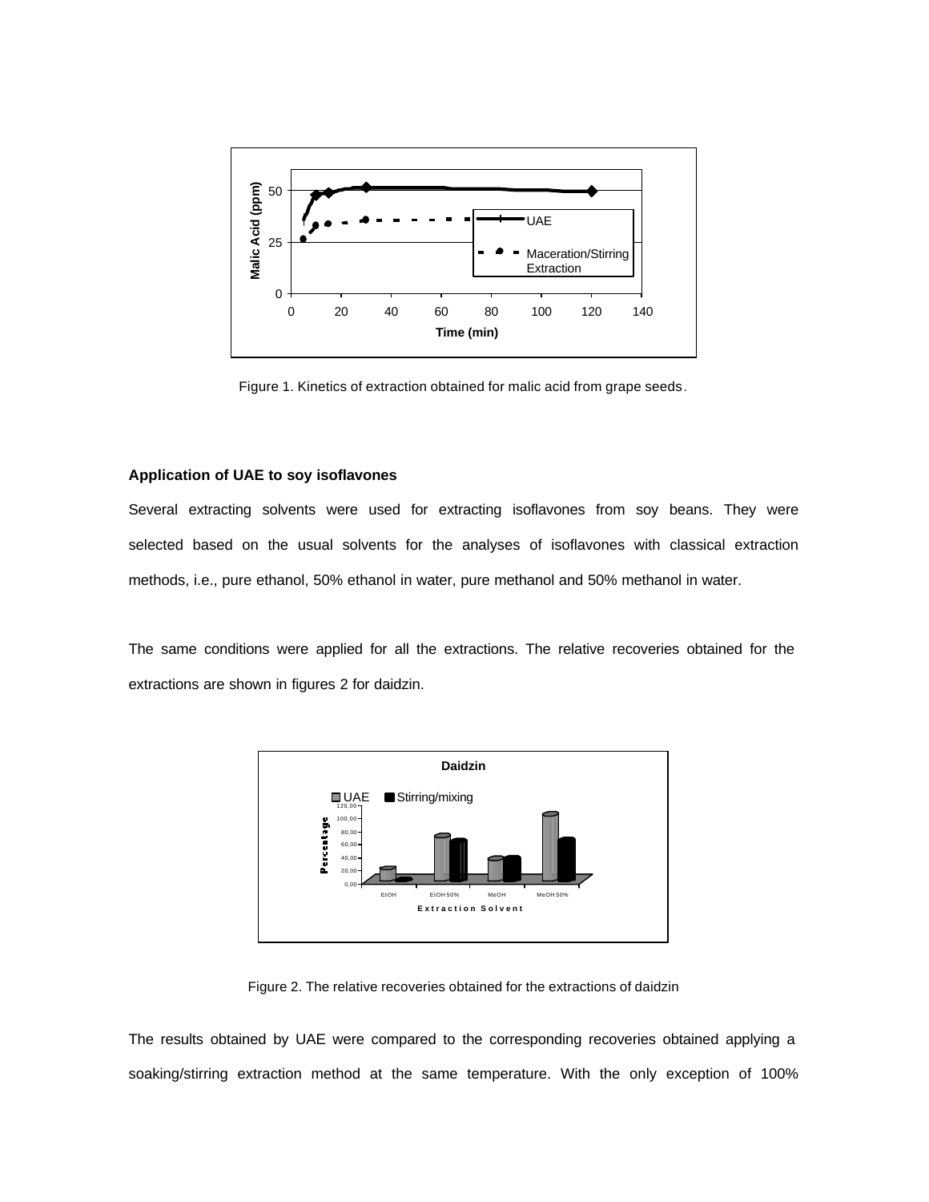Figure 1. Kinetics of extraction obtained for malic acid from grape seeds.

**Application of UAE to soy isoflavones**

Several extracting solvents were used for extracting isoflavones from soy beans. They were selected based on the usual solvents for the analyses of isoflavones with classical extraction methods, i.e., pure ethanol, 50% ethanol in water, pure methanol and 50% methanol in water.

The same conditions were applied for all the extractions. The relative recoveries obtained for the extractions are shown in figures 2 for daidzin.

Figure 2. The relative recoveries obtained for the extractions of daidzin

The results obtained by UAE were compared to the corresponding recoveries obtained applying a soaking/stirring extraction method at the same temperature. With the only exception of 100%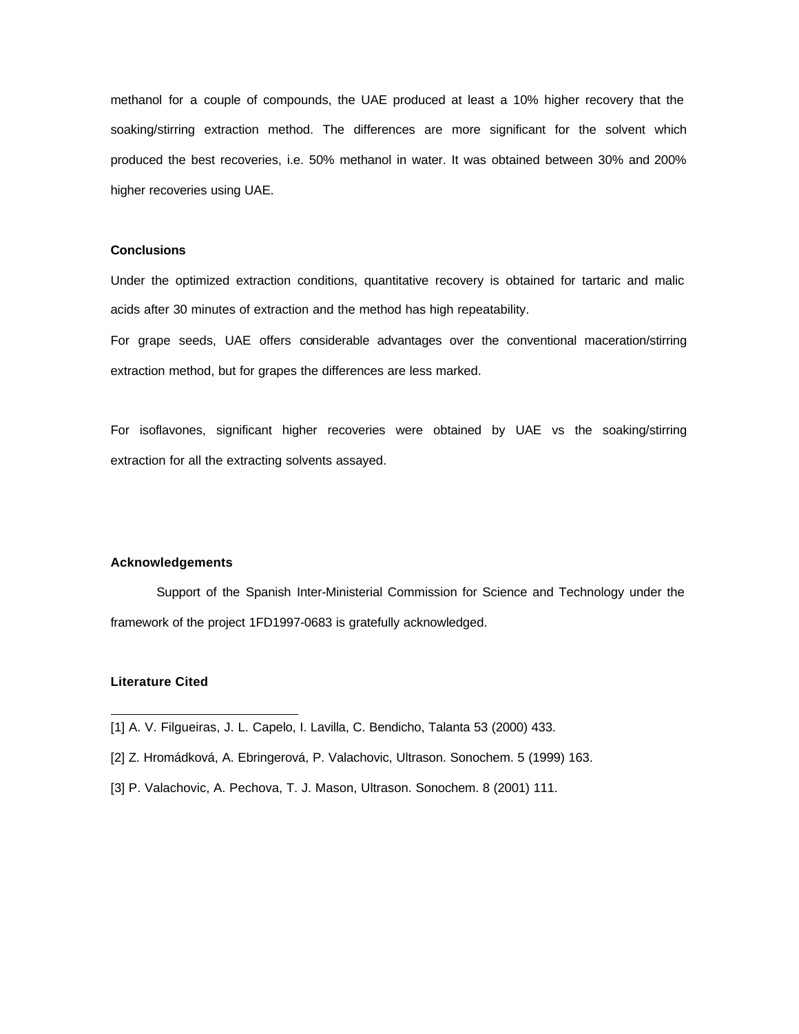methanol for a couple of compounds, the UAE produced at least a 10% higher recovery that the soaking/stirring extraction method. The differences are more significant for the solvent which produced the best recoveries, i.e. 50% methanol in water. It was obtained between 30% and 200% higher recoveries using UAE.

### Conclusions

Under the optimized extraction conditions, quantitative recovery is obtained for tartaric and malic acids after 30 minutes of extraction and the method has high repeatability.

For grape seeds, UAE offers considerable advantages over the conventional maceration/stirring extraction method, but for grapes the differences are less marked.

For isoflavones, significant higher recoveries were obtained by UAE vs the soaking/stirring extraction for all the extracting solvents assayed.

### Acknowledgements

Support of the Spanish Inter-Ministerial Commission for Science and Technology under the framework of the project 1FD1997-0683 is gratefully acknowledged.

### Literature Cited

[1] A. V. Filgueiras, J. L. Capelo, I. Lavilla, C. Bendicho, Talanta 53 (2000) 433.

[2] Z. Hromádková, A. Ebringerová, P. Valachovic, Ultrason. Sonochem. 5 (1999) 163.

[3] P. Valachovic, A. Pechova, T. J. Mason, Ultrason. Sonochem. 8 (2001) 111.